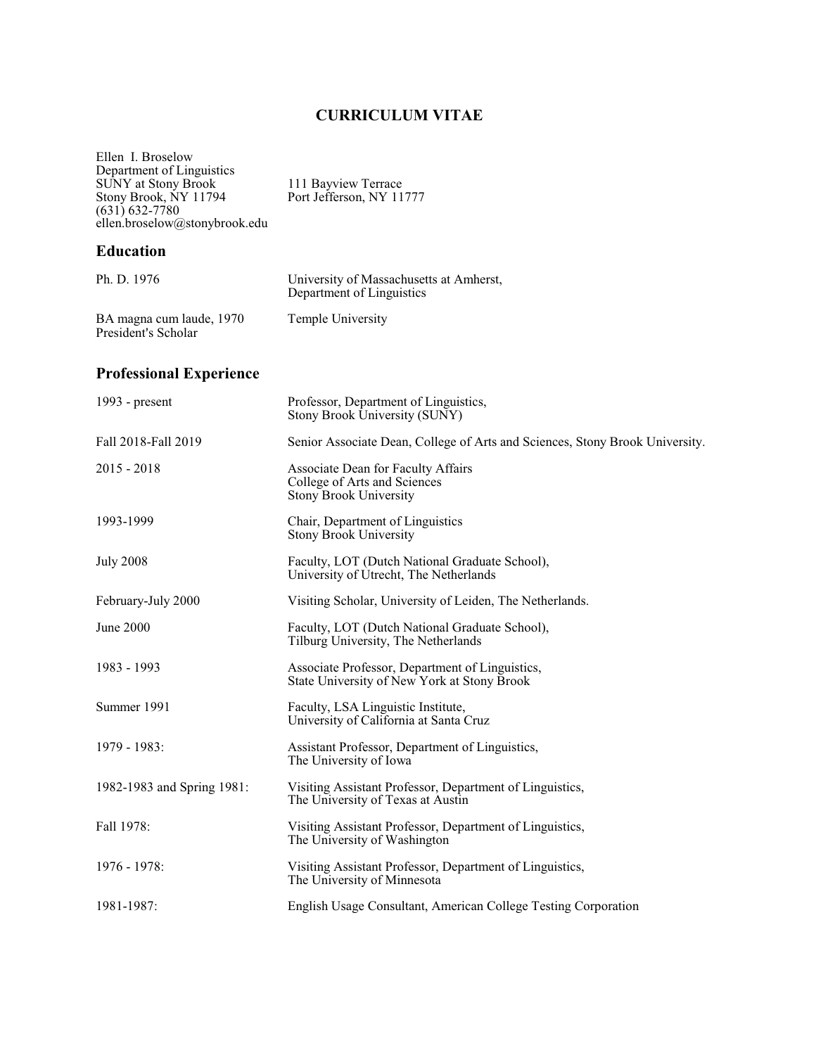# CURRICULUM VITAE

Ellen I. Broselow
Department of Linguistics
SUNY at Stony Brook
Stony Brook, NY 11794
(631) 632-7780
ellen.broselow@stonybrook.edu

111 Bayview Terrace
Port Jefferson, NY 11777

## Education

| | |
|---|---|
| Ph. D. 1976 | University of Massachusetts at Amherst, Department of Linguistics |
| BA magna cum laude, 1970<br>President's Scholar | Temple University |

## Professional Experience

| | |
|---|---|
| 1993 - present | Professor, Department of Linguistics, Stony Brook University (SUNY) |
| Fall 2018-Fall 2019 | Senior Associate Dean, College of Arts and Sciences, Stony Brook University. |
| 2015 - 2018 | Associate Dean for Faculty Affairs<br>College of Arts and Sciences<br>Stony Brook University |
| 1993-1999 | Chair, Department of Linguistics<br>Stony Brook University |
| July 2008 | Faculty, LOT (Dutch National Graduate School), University of Utrecht, The Netherlands |
| February-July 2000 | Visiting Scholar, University of Leiden, The Netherlands. |
| June 2000 | Faculty, LOT (Dutch National Graduate School), Tilburg University, The Netherlands |
| 1983 - 1993 | Associate Professor, Department of Linguistics, State University of New York at Stony Brook |
| Summer 1991 | Faculty, LSA Linguistic Institute, University of California at Santa Cruz |
| 1979 - 1983: | Assistant Professor, Department of Linguistics, The University of Iowa |
| 1982-1983 and Spring 1981: | Visiting Assistant Professor, Department of Linguistics, The University of Texas at Austin |
| Fall 1978: | Visiting Assistant Professor, Department of Linguistics, The University of Washington |
| 1976 - 1978: | Visiting Assistant Professor, Department of Linguistics, The University of Minnesota |
| 1981-1987: | English Usage Consultant, American College Testing Corporation |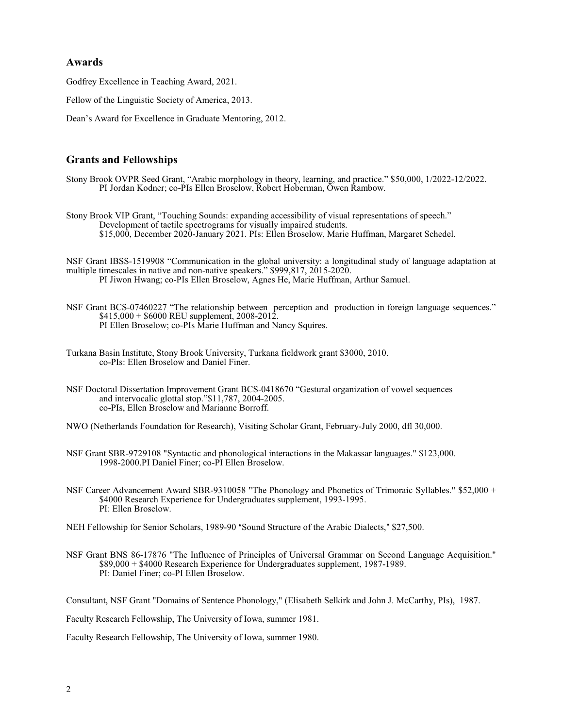## Awards

Godfrey Excellence in Teaching Award, 2021.

Fellow of the Linguistic Society of America, 2013.

Dean's Award for Excellence in Graduate Mentoring, 2012.

## Grants and Fellowships

Stony Brook OVPR Seed Grant, "Arabic morphology in theory, learning, and practice." $50,000, 1/2022-12/2022.
PI Jordan Kodner; co-PIs Ellen Broselow, Robert Hoberman, Owen Rambow.

Stony Brook VIP Grant, "Touching Sounds: expanding accessibility of visual representations of speech."
Development of tactile spectrograms for visually impaired students.
$15,000, December 2020-January 2021. PIs: Ellen Broselow, Marie Huffman, Margaret Schedel.

NSF Grant IBSS-1519908 "Communication in the global university: a longitudinal study of language adaptation at multiple timescales in native and non-native speakers." $999,817, 2015-2020.
PI Jiwon Hwang; co-PIs Ellen Broselow, Agnes He, Marie Huffman, Arthur Samuel.

NSF Grant BCS-07460227 "The relationship between perception and production in foreign language sequences."
$415,000 + $6000 REU supplement, 2008-2012.
PI Ellen Broselow; co-PIs Marie Huffman and Nancy Squires.

Turkana Basin Institute, Stony Brook University, Turkana fieldwork grant $3000, 2010.
co-PIs: Ellen Broselow and Daniel Finer.

NSF Doctoral Dissertation Improvement Grant BCS-0418670 "Gestural organization of vowel sequences and intervocalic glottal stop."$11,787, 2004-2005.
co-PIs, Ellen Broselow and Marianne Borroff.

NWO (Netherlands Foundation for Research), Visiting Scholar Grant, February-July 2000, dfl 30,000.

NSF Grant SBR-9729108 "Syntactic and phonological interactions in the Makassar languages." $123,000.
1998-2000.PI Daniel Finer; co-PI Ellen Broselow.

NSF Career Advancement Award SBR-9310058 "The Phonology and Phonetics of Trimoraic Syllables." $52,000 + $4000 Research Experience for Undergraduates supplement, 1993-1995.
PI: Ellen Broselow.

NEH Fellowship for Senior Scholars, 1989-90 "Sound Structure of the Arabic Dialects," $27,500.

NSF Grant BNS 86-17876 "The Influence of Principles of Universal Grammar on Second Language Acquisition."
$89,000 + $4000 Research Experience for Undergraduates supplement, 1987-1989.
PI: Daniel Finer; co-PI Ellen Broselow.

Consultant, NSF Grant "Domains of Sentence Phonology," (Elisabeth Selkirk and John J. McCarthy, PIs), 1987.

Faculty Research Fellowship, The University of Iowa, summer 1981.

Faculty Research Fellowship, The University of Iowa, summer 1980.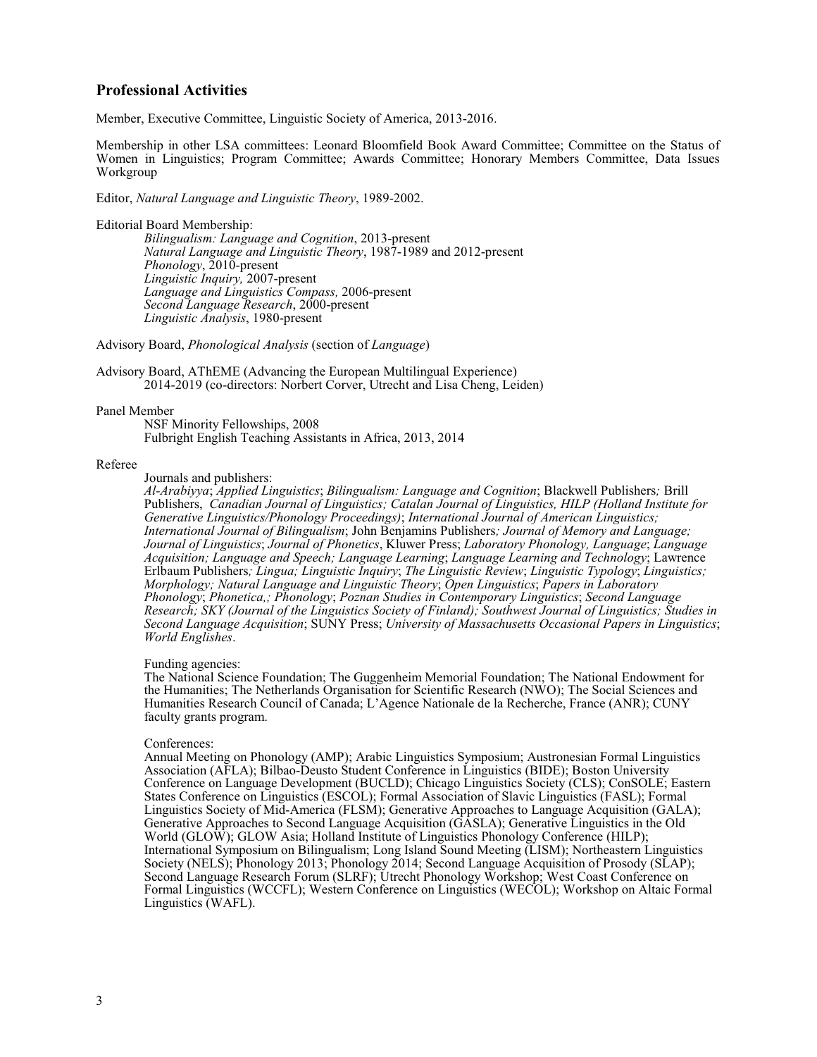## Professional Activities

Member, Executive Committee, Linguistic Society of America, 2013-2016.

Membership in other LSA committees: Leonard Bloomfield Book Award Committee; Committee on the Status of Women in Linguistics; Program Committee; Awards Committee; Honorary Members Committee, Data Issues Workgroup

Editor, *Natural Language and Linguistic Theory*, 1989-2002.

Editorial Board Membership:

*Bilingualism: Language and Cognition*, 2013-present
*Natural Language and Linguistic Theory*, 1987-1989 and 2012-present
*Phonology*, 2010-present
*Linguistic Inquiry,* 2007-present
*Language and Linguistics Compass,* 2006-present
*Second Language Research*, 2000-present
*Linguistic Analysis*, 1980-present

Advisory Board, *Phonological Analysis* (section of *Language*)

Advisory Board, AThEME (Advancing the European Multilingual Experience)
2014-2019 (co-directors: Norbert Corver, Utrecht and Lisa Cheng, Leiden)

Panel Member

NSF Minority Fellowships, 2008
Fulbright English Teaching Assistants in Africa, 2013, 2014

Referee

Journals and publishers:
*Al-Arabiyya*; *Applied Linguistics*; *Bilingualism: Language and Cognition*; Blackwell Publishers*;* Brill Publishers, *Canadian Journal of Linguistics; Catalan Journal of Linguistics, HILP (Holland Institute for Generative Linguistics/Phonology Proceedings)*; *International Journal of American Linguistics; International Journal of Bilingualism*; John Benjamins Publishers*; Journal of Memory and Language; Journal of Linguistics*; *Journal of Phonetics*, Kluwer Press; *Laboratory Phonology, Language*; *Language Acquisition; Language and Speech; Language Learning*; *Language Learning and Technology*; Lawrence Erlbaum Publishers*; Lingua; Linguistic Inquiry*; *The Linguistic Review*; *Linguistic Typology*; *Linguistics; Morphology; Natural Language and Linguistic Theory*; *Open Linguistics*; *Papers in Laboratory Phonology*; *Phonetica,; Phonology*; *Poznan Studies in Contemporary Linguistics*; *Second Language Research; SKY (Journal of the Linguistics Society of Finland); Southwest Journal of Linguistics; Studies in Second Language Acquisition*; SUNY Press; *University of Massachusetts Occasional Papers in Linguistics*; *World Englishes*.

Funding agencies:
The National Science Foundation; The Guggenheim Memorial Foundation; The National Endowment for the Humanities; The Netherlands Organisation for Scientific Research (NWO); The Social Sciences and Humanities Research Council of Canada; L'Agence Nationale de la Recherche, France (ANR); CUNY faculty grants program.

Conferences:
Annual Meeting on Phonology (AMP); Arabic Linguistics Symposium; Austronesian Formal Linguistics Association (AFLA); Bilbao-Deusto Student Conference in Linguistics (BIDE); Boston University Conference on Language Development (BUCLD); Chicago Linguistics Society (CLS); ConSOLE; Eastern States Conference on Linguistics (ESCOL); Formal Association of Slavic Linguistics (FASL); Formal Linguistics Society of Mid-America (FLSM); Generative Approaches to Language Acquisition (GALA); Generative Approaches to Second Language Acquisition (GASLA); Generative Linguistics in the Old World (GLOW); GLOW Asia; Holland Institute of Linguistics Phonology Conference (HILP); International Symposium on Bilingualism; Long Island Sound Meeting (LISM); Northeastern Linguistics Society (NELS); Phonology 2013; Phonology 2014; Second Language Acquisition of Prosody (SLAP); Second Language Research Forum (SLRF); Utrecht Phonology Workshop; West Coast Conference on Formal Linguistics (WCCFL); Western Conference on Linguistics (WECOL); Workshop on Altaic Formal Linguistics (WAFL).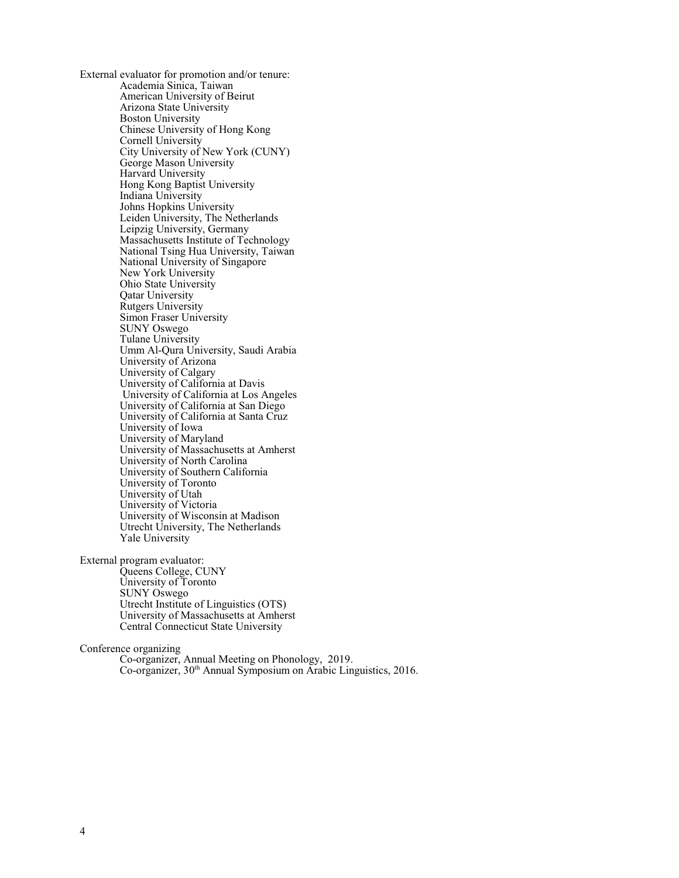External evaluator for promotion and/or tenure:

- Academia Sinica, Taiwan
- American University of Beirut
- Arizona State University
- Boston University
- Chinese University of Hong Kong
- Cornell University
- City University of New York (CUNY)
- George Mason University
- Harvard University
- Hong Kong Baptist University
- Indiana University
- Johns Hopkins University
- Leiden University, The Netherlands
- Leipzig University, Germany
- Massachusetts Institute of Technology
- National Tsing Hua University, Taiwan
- National University of Singapore
- New York University
- Ohio State University
- Qatar University
- Rutgers University
- Simon Fraser University
- SUNY Oswego
- Tulane University
- Umm Al-Qura University, Saudi Arabia
- University of Arizona
- University of Calgary
- University of California at Davis
- University of California at Los Angeles
- University of California at San Diego
- University of California at Santa Cruz
- University of Iowa
- University of Maryland
- University of Massachusetts at Amherst
- University of North Carolina
- University of Southern California
- University of Toronto
- University of Utah
- University of Victoria
- University of Wisconsin at Madison
- Utrecht University, The Netherlands
- Yale University

External program evaluator:

- Queens College, CUNY
- University of Toronto
- SUNY Oswego
- Utrecht Institute of Linguistics (OTS)
- University of Massachusetts at Amherst
- Central Connecticut State University

Conference organizing

- Co-organizer, Annual Meeting on Phonology, 2019.
- Co-organizer, 30th Annual Symposium on Arabic Linguistics, 2016.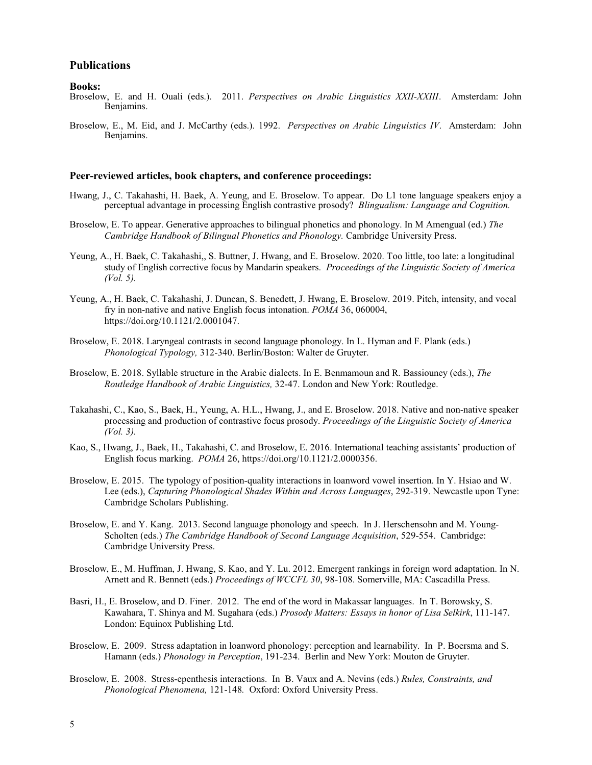## Publications

### Books:

Broselow, E. and H. Ouali (eds.). 2011. *Perspectives on Arabic Linguistics XXII-XXIII*. Amsterdam: John Benjamins.

Broselow, E., M. Eid, and J. McCarthy (eds.). 1992. *Perspectives on Arabic Linguistics IV*. Amsterdam: John Benjamins.

### Peer-reviewed articles, book chapters, and conference proceedings:

Hwang, J., C. Takahashi, H. Baek, A. Yeung, and E. Broselow. To appear. Do L1 tone language speakers enjoy a perceptual advantage in processing English contrastive prosody? *Blingualism: Language and Cognition.*

Broselow, E. To appear. Generative approaches to bilingual phonetics and phonology. In M Amengual (ed.) *The Cambridge Handbook of Bilingual Phonetics and Phonology.* Cambridge University Press.

Yeung, A., H. Baek, C. Takahashi,, S. Buttner, J. Hwang, and E. Broselow. 2020. Too little, too late: a longitudinal study of English corrective focus by Mandarin speakers. *Proceedings of the Linguistic Society of America (Vol. 5).*

Yeung, A., H. Baek, C. Takahashi, J. Duncan, S. Benedett, J. Hwang, E. Broselow. 2019. Pitch, intensity, and vocal fry in non-native and native English focus intonation. *POMA* 36, 060004, https://doi.org/10.1121/2.0001047.

Broselow, E. 2018. Laryngeal contrasts in second language phonology. In L. Hyman and F. Plank (eds.) *Phonological Typology,* 312-340. Berlin/Boston: Walter de Gruyter.

Broselow, E. 2018. Syllable structure in the Arabic dialects. In E. Benmamoun and R. Bassiouney (eds.), *The Routledge Handbook of Arabic Linguistics,* 32-47. London and New York: Routledge.

Takahashi, C., Kao, S., Baek, H., Yeung, A. H.L., Hwang, J., and E. Broselow. 2018. Native and non-native speaker processing and production of contrastive focus prosody. *Proceedings of the Linguistic Society of America (Vol. 3).*

Kao, S., Hwang, J., Baek, H., Takahashi, C. and Broselow, E. 2016. International teaching assistants' production of English focus marking. *POMA* 26, https://doi.org/10.1121/2.0000356.

Broselow, E. 2015. The typology of position-quality interactions in loanword vowel insertion. In Y. Hsiao and W. Lee (eds.), *Capturing Phonological Shades Within and Across Languages*, 292-319. Newcastle upon Tyne: Cambridge Scholars Publishing.

Broselow, E. and Y. Kang. 2013. Second language phonology and speech. In J. Herschensohn and M. Young-Scholten (eds.) *The Cambridge Handbook of Second Language Acquisition*, 529-554. Cambridge: Cambridge University Press.

Broselow, E., M. Huffman, J. Hwang, S. Kao, and Y. Lu. 2012. Emergent rankings in foreign word adaptation. In N. Arnett and R. Bennett (eds.) *Proceedings of WCCFL 30*, 98-108. Somerville, MA: Cascadilla Press.

Basri, H., E. Broselow, and D. Finer. 2012. The end of the word in Makassar languages. In T. Borowsky, S. Kawahara, T. Shinya and M. Sugahara (eds.) *Prosody Matters: Essays in honor of Lisa Selkirk*, 111-147. London: Equinox Publishing Ltd.

Broselow, E. 2009. Stress adaptation in loanword phonology: perception and learnability. In P. Boersma and S. Hamann (eds.) *Phonology in Perception*, 191-234. Berlin and New York: Mouton de Gruyter.

Broselow, E. 2008. Stress-epenthesis interactions. In B. Vaux and A. Nevins (eds.) *Rules, Constraints, and Phonological Phenomena,* 121-148*.* Oxford: Oxford University Press.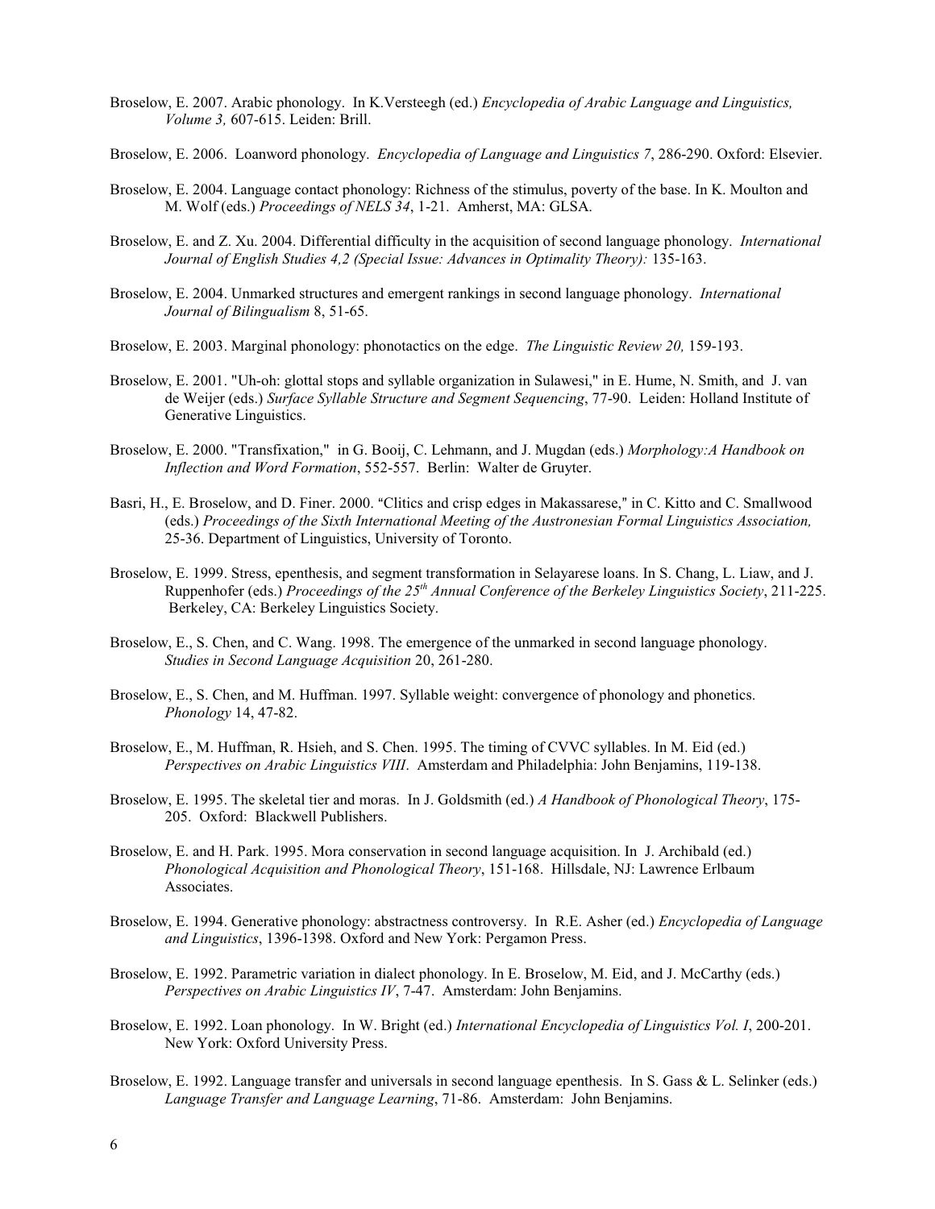Broselow, E. 2007. Arabic phonology. In K.Versteegh (ed.) *Encyclopedia of Arabic Language and Linguistics, Volume 3,* 607-615. Leiden: Brill.

Broselow, E. 2006. Loanword phonology. *Encyclopedia of Language and Linguistics 7*, 286-290. Oxford: Elsevier.

Broselow, E. 2004. Language contact phonology: Richness of the stimulus, poverty of the base. In K. Moulton and M. Wolf (eds.) *Proceedings of NELS 34*, 1-21. Amherst, MA: GLSA.

Broselow, E. and Z. Xu. 2004. Differential difficulty in the acquisition of second language phonology. *International Journal of English Studies 4,2 (Special Issue: Advances in Optimality Theory):* 135-163.

Broselow, E. 2004. Unmarked structures and emergent rankings in second language phonology. *International Journal of Bilingualism* 8, 51-65.

Broselow, E. 2003. Marginal phonology: phonotactics on the edge. *The Linguistic Review 20,* 159-193.

Broselow, E. 2001. "Uh-oh: glottal stops and syllable organization in Sulawesi," in E. Hume, N. Smith, and J. van de Weijer (eds.) *Surface Syllable Structure and Segment Sequencing*, 77-90. Leiden: Holland Institute of Generative Linguistics.

Broselow, E. 2000. "Transfixation," in G. Booij, C. Lehmann, and J. Mugdan (eds.) *Morphology:A Handbook on Inflection and Word Formation*, 552-557. Berlin: Walter de Gruyter.

Basri, H., E. Broselow, and D. Finer. 2000. "Clitics and crisp edges in Makassarese," in C. Kitto and C. Smallwood (eds.) *Proceedings of the Sixth International Meeting of the Austronesian Formal Linguistics Association,* 25-36. Department of Linguistics, University of Toronto.

Broselow, E. 1999. Stress, epenthesis, and segment transformation in Selayarese loans. In S. Chang, L. Liaw, and J. Ruppenhofer (eds.) *Proceedings of the 25th Annual Conference of the Berkeley Linguistics Society*, 211-225. Berkeley, CA: Berkeley Linguistics Society.

Broselow, E., S. Chen, and C. Wang. 1998. The emergence of the unmarked in second language phonology. *Studies in Second Language Acquisition* 20, 261-280.

Broselow, E., S. Chen, and M. Huffman. 1997. Syllable weight: convergence of phonology and phonetics. *Phonology* 14, 47-82.

Broselow, E., M. Huffman, R. Hsieh, and S. Chen. 1995. The timing of CVVC syllables. In M. Eid (ed.) *Perspectives on Arabic Linguistics VIII*. Amsterdam and Philadelphia: John Benjamins, 119-138.

Broselow, E. 1995. The skeletal tier and moras. In J. Goldsmith (ed.) *A Handbook of Phonological Theory*, 175-205. Oxford: Blackwell Publishers.

Broselow, E. and H. Park. 1995. Mora conservation in second language acquisition. In J. Archibald (ed.) *Phonological Acquisition and Phonological Theory*, 151-168. Hillsdale, NJ: Lawrence Erlbaum Associates.

Broselow, E. 1994. Generative phonology: abstractness controversy. In R.E. Asher (ed.) *Encyclopedia of Language and Linguistics*, 1396-1398. Oxford and New York: Pergamon Press.

Broselow, E. 1992. Parametric variation in dialect phonology. In E. Broselow, M. Eid, and J. McCarthy (eds.) *Perspectives on Arabic Linguistics IV*, 7-47. Amsterdam: John Benjamins.

Broselow, E. 1992. Loan phonology. In W. Bright (ed.) *International Encyclopedia of Linguistics Vol. I*, 200-201. New York: Oxford University Press.

Broselow, E. 1992. Language transfer and universals in second language epenthesis. In S. Gass & L. Selinker (eds.) *Language Transfer and Language Learning*, 71-86. Amsterdam: John Benjamins.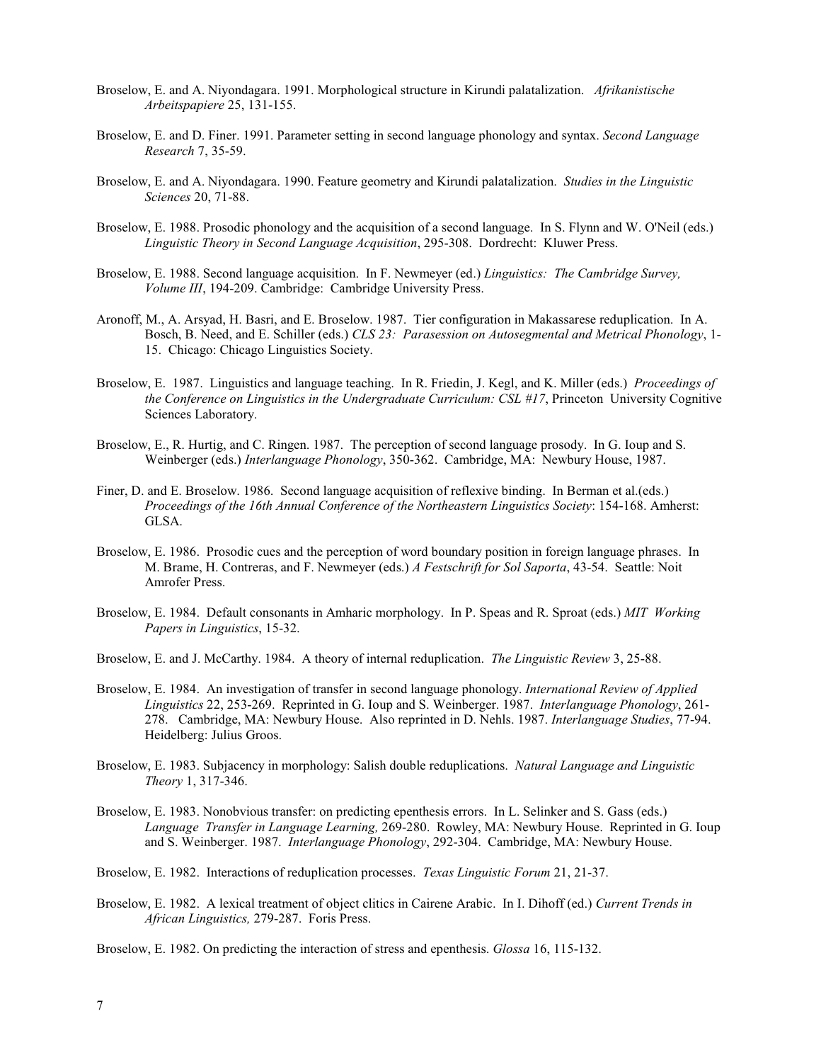Broselow, E. and A. Niyondagara. 1991. Morphological structure in Kirundi palatalization. *Afrikanistische Arbeitspapiere* 25, 131-155.

Broselow, E. and D. Finer. 1991. Parameter setting in second language phonology and syntax. *Second Language Research* 7, 35-59.

Broselow, E. and A. Niyondagara. 1990. Feature geometry and Kirundi palatalization. *Studies in the Linguistic Sciences* 20, 71-88.

Broselow, E. 1988. Prosodic phonology and the acquisition of a second language. In S. Flynn and W. O'Neil (eds.) *Linguistic Theory in Second Language Acquisition*, 295-308. Dordrecht: Kluwer Press.

Broselow, E. 1988. Second language acquisition. In F. Newmeyer (ed.) *Linguistics: The Cambridge Survey, Volume III*, 194-209. Cambridge: Cambridge University Press.

Aronoff, M., A. Arsyad, H. Basri, and E. Broselow. 1987. Tier configuration in Makassarese reduplication. In A. Bosch, B. Need, and E. Schiller (eds.) *CLS 23: Parasession on Autosegmental and Metrical Phonology*, 1-15. Chicago: Chicago Linguistics Society.

Broselow, E. 1987. Linguistics and language teaching. In R. Friedin, J. Kegl, and K. Miller (eds.) *Proceedings of the Conference on Linguistics in the Undergraduate Curriculum: CSL #17*, Princeton University Cognitive Sciences Laboratory.

Broselow, E., R. Hurtig, and C. Ringen. 1987. The perception of second language prosody. In G. Ioup and S. Weinberger (eds.) *Interlanguage Phonology*, 350-362. Cambridge, MA: Newbury House, 1987.

Finer, D. and E. Broselow. 1986. Second language acquisition of reflexive binding. In Berman et al.(eds.) *Proceedings of the 16th Annual Conference of the Northeastern Linguistics Society*: 154-168. Amherst: GLSA.

Broselow, E. 1986. Prosodic cues and the perception of word boundary position in foreign language phrases. In M. Brame, H. Contreras, and F. Newmeyer (eds.) *A Festschrift for Sol Saporta*, 43-54. Seattle: Noit Amrofer Press.

Broselow, E. 1984. Default consonants in Amharic morphology. In P. Speas and R. Sproat (eds.) *MIT Working Papers in Linguistics*, 15-32.

Broselow, E. and J. McCarthy. 1984. A theory of internal reduplication. *The Linguistic Review* 3, 25-88.

Broselow, E. 1984. An investigation of transfer in second language phonology. *International Review of Applied Linguistics* 22, 253-269. Reprinted in G. Ioup and S. Weinberger. 1987. *Interlanguage Phonology*, 261-278. Cambridge, MA: Newbury House. Also reprinted in D. Nehls. 1987. *Interlanguage Studies*, 77-94. Heidelberg: Julius Groos.

Broselow, E. 1983. Subjacency in morphology: Salish double reduplications. *Natural Language and Linguistic Theory* 1, 317-346.

Broselow, E. 1983. Nonobvious transfer: on predicting epenthesis errors. In L. Selinker and S. Gass (eds.) *Language Transfer in Language Learning,* 269-280. Rowley, MA: Newbury House. Reprinted in G. Ioup and S. Weinberger. 1987. *Interlanguage Phonology*, 292-304. Cambridge, MA: Newbury House.

Broselow, E. 1982. Interactions of reduplication processes. *Texas Linguistic Forum* 21, 21-37.

Broselow, E. 1982. A lexical treatment of object clitics in Cairene Arabic. In I. Dihoff (ed.) *Current Trends in African Linguistics,* 279-287. Foris Press.

Broselow, E. 1982. On predicting the interaction of stress and epenthesis. *Glossa* 16, 115-132.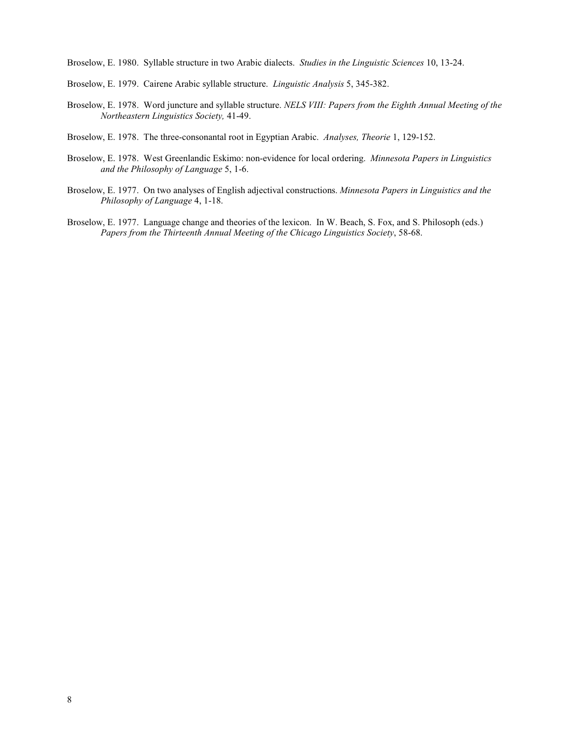Broselow, E. 1980. Syllable structure in two Arabic dialects. *Studies in the Linguistic Sciences* 10, 13-24.

Broselow, E. 1979. Cairene Arabic syllable structure. *Linguistic Analysis* 5, 345-382.

Broselow, E. 1978. Word juncture and syllable structure. *NELS VIII: Papers from the Eighth Annual Meeting of the Northeastern Linguistics Society,* 41-49.

Broselow, E. 1978. The three-consonantal root in Egyptian Arabic. *Analyses, Theorie* 1, 129-152.

Broselow, E. 1978. West Greenlandic Eskimo: non-evidence for local ordering. *Minnesota Papers in Linguistics and the Philosophy of Language* 5, 1-6.

Broselow, E. 1977. On two analyses of English adjectival constructions. *Minnesota Papers in Linguistics and the Philosophy of Language* 4, 1-18.

Broselow, E. 1977. Language change and theories of the lexicon. In W. Beach, S. Fox, and S. Philosoph (eds.) *Papers from the Thirteenth Annual Meeting of the Chicago Linguistics Society*, 58-68.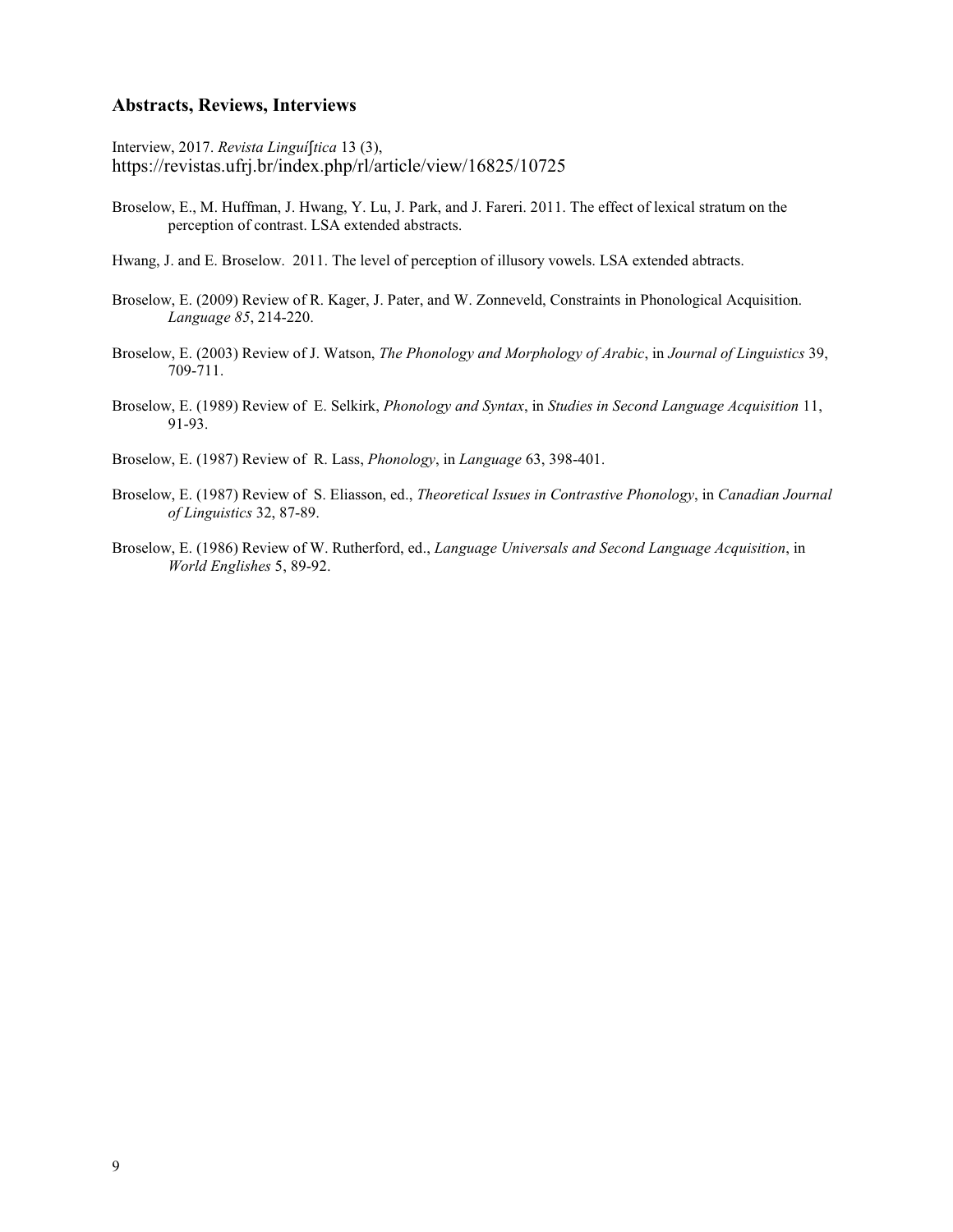### Abstracts, Reviews, Interviews

Interview, 2017. *Revista Linguíʃtica* 13 (3), https://revistas.ufrj.br/index.php/rl/article/view/16825/10725

Broselow, E., M. Huffman, J. Hwang, Y. Lu, J. Park, and J. Fareri. 2011. The effect of lexical stratum on the perception of contrast. LSA extended abstracts.

Hwang, J. and E. Broselow. 2011. The level of perception of illusory vowels. LSA extended abtracts.

Broselow, E. (2009) Review of R. Kager, J. Pater, and W. Zonneveld, Constraints in Phonological Acquisition. *Language 85*, 214-220.

Broselow, E. (2003) Review of J. Watson, *The Phonology and Morphology of Arabic*, in *Journal of Linguistics* 39, 709-711.

Broselow, E. (1989) Review of E. Selkirk, *Phonology and Syntax*, in *Studies in Second Language Acquisition* 11, 91-93.

Broselow, E. (1987) Review of R. Lass, *Phonology*, in *Language* 63, 398-401.

Broselow, E. (1987) Review of S. Eliasson, ed., *Theoretical Issues in Contrastive Phonology*, in *Canadian Journal of Linguistics* 32, 87-89.

Broselow, E. (1986) Review of W. Rutherford, ed., *Language Universals and Second Language Acquisition*, in *World Englishes* 5, 89-92.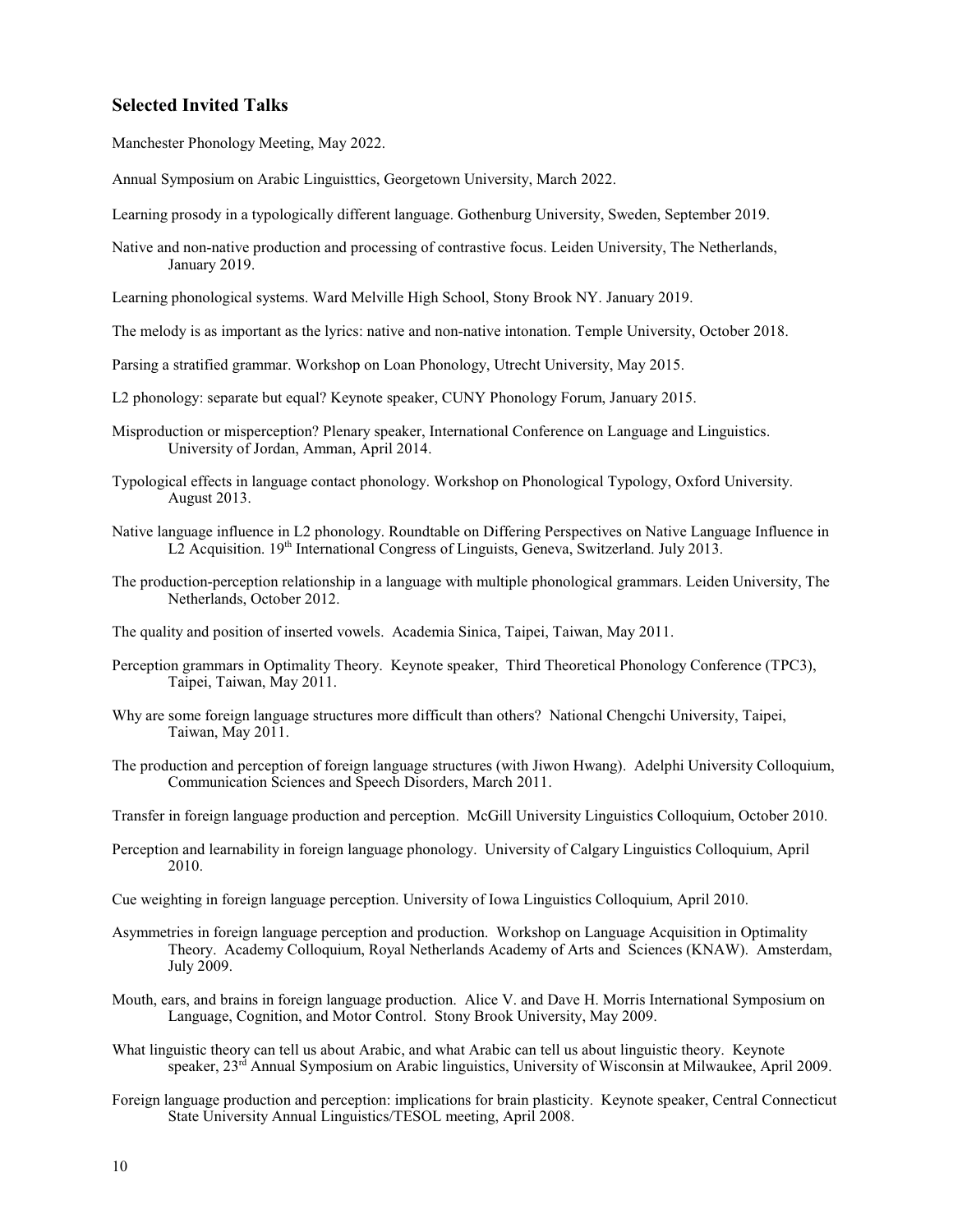## Selected Invited Talks

Manchester Phonology Meeting, May 2022.

Annual Symposium on Arabic Linguisttics, Georgetown University, March 2022.

Learning prosody in a typologically different language. Gothenburg University, Sweden, September 2019.

Native and non-native production and processing of contrastive focus. Leiden University, The Netherlands, January 2019.

Learning phonological systems. Ward Melville High School, Stony Brook NY. January 2019.

The melody is as important as the lyrics: native and non-native intonation. Temple University, October 2018.

Parsing a stratified grammar. Workshop on Loan Phonology, Utrecht University, May 2015.

L2 phonology: separate but equal? Keynote speaker, CUNY Phonology Forum, January 2015.

Misproduction or misperception? Plenary speaker, International Conference on Language and Linguistics. University of Jordan, Amman, April 2014.

Typological effects in language contact phonology. Workshop on Phonological Typology, Oxford University. August 2013.

Native language influence in L2 phonology. Roundtable on Differing Perspectives on Native Language Influence in L2 Acquisition. 19th International Congress of Linguists, Geneva, Switzerland. July 2013.

The production-perception relationship in a language with multiple phonological grammars. Leiden University, The Netherlands, October 2012.

The quality and position of inserted vowels. Academia Sinica, Taipei, Taiwan, May 2011.

Perception grammars in Optimality Theory. Keynote speaker, Third Theoretical Phonology Conference (TPC3), Taipei, Taiwan, May 2011.

Why are some foreign language structures more difficult than others? National Chengchi University, Taipei, Taiwan, May 2011.

The production and perception of foreign language structures (with Jiwon Hwang). Adelphi University Colloquium, Communication Sciences and Speech Disorders, March 2011.

Transfer in foreign language production and perception. McGill University Linguistics Colloquium, October 2010.

Perception and learnability in foreign language phonology. University of Calgary Linguistics Colloquium, April 2010.

Cue weighting in foreign language perception. University of Iowa Linguistics Colloquium, April 2010.

Asymmetries in foreign language perception and production. Workshop on Language Acquisition in Optimality Theory. Academy Colloquium, Royal Netherlands Academy of Arts and Sciences (KNAW). Amsterdam, July 2009.

Mouth, ears, and brains in foreign language production. Alice V. and Dave H. Morris International Symposium on Language, Cognition, and Motor Control. Stony Brook University, May 2009.

What linguistic theory can tell us about Arabic, and what Arabic can tell us about linguistic theory. Keynote speaker, 23rd Annual Symposium on Arabic linguistics, University of Wisconsin at Milwaukee, April 2009.

Foreign language production and perception: implications for brain plasticity. Keynote speaker, Central Connecticut State University Annual Linguistics/TESOL meeting, April 2008.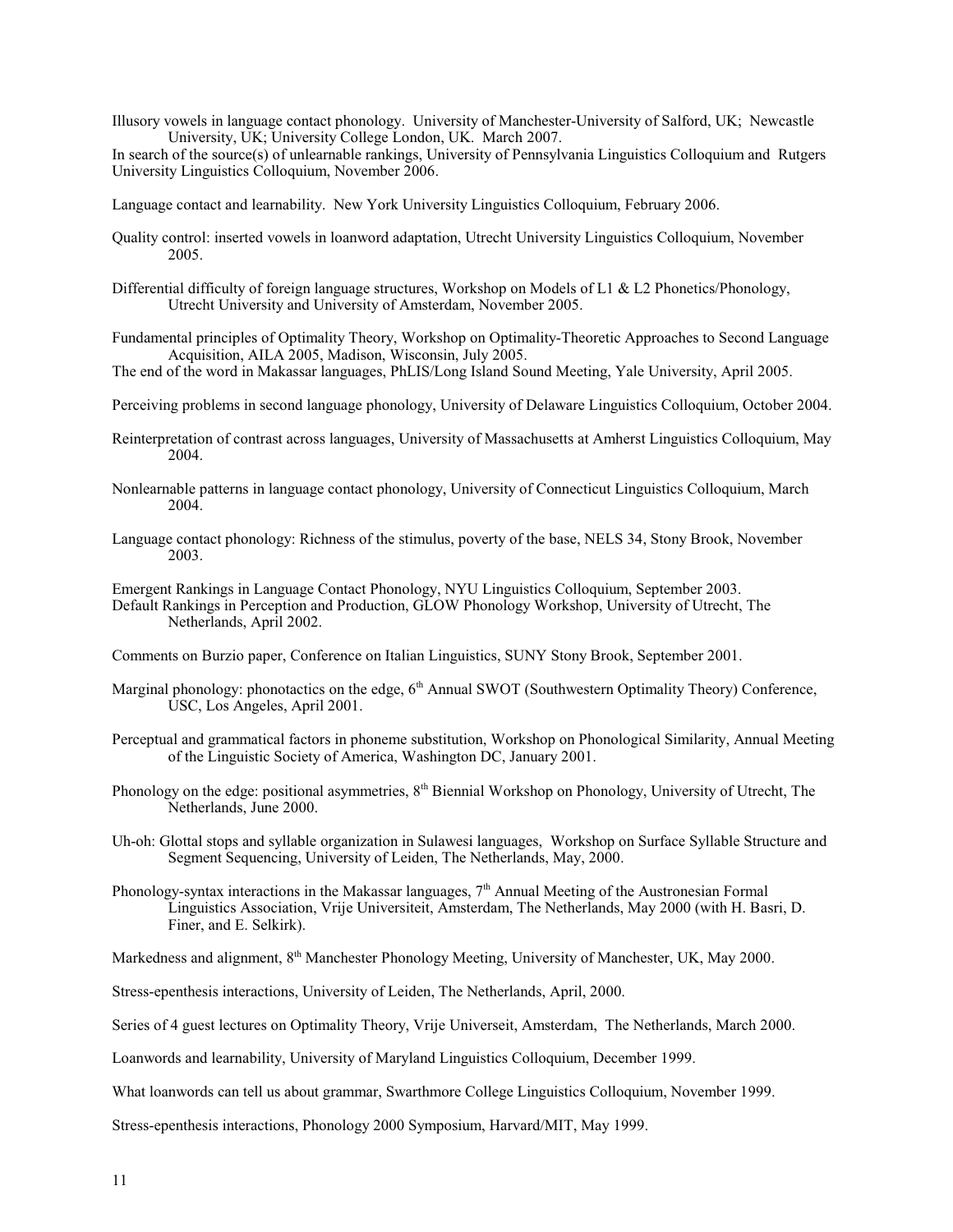Illusory vowels in language contact phonology. University of Manchester-University of Salford, UK; Newcastle University, UK; University College London, UK. March 2007.

In search of the source(s) of unlearnable rankings, University of Pennsylvania Linguistics Colloquium and Rutgers University Linguistics Colloquium, November 2006.

Language contact and learnability. New York University Linguistics Colloquium, February 2006.

Quality control: inserted vowels in loanword adaptation, Utrecht University Linguistics Colloquium, November 2005.

Differential difficulty of foreign language structures, Workshop on Models of L1 & L2 Phonetics/Phonology, Utrecht University and University of Amsterdam, November 2005.

Fundamental principles of Optimality Theory, Workshop on Optimality-Theoretic Approaches to Second Language Acquisition, AILA 2005, Madison, Wisconsin, July 2005.

The end of the word in Makassar languages, PhLIS/Long Island Sound Meeting, Yale University, April 2005.

Perceiving problems in second language phonology, University of Delaware Linguistics Colloquium, October 2004.

Reinterpretation of contrast across languages, University of Massachusetts at Amherst Linguistics Colloquium, May 2004.

Nonlearnable patterns in language contact phonology, University of Connecticut Linguistics Colloquium, March 2004.

Language contact phonology: Richness of the stimulus, poverty of the base, NELS 34, Stony Brook, November 2003.

Emergent Rankings in Language Contact Phonology, NYU Linguistics Colloquium, September 2003.

Default Rankings in Perception and Production, GLOW Phonology Workshop, University of Utrecht, The Netherlands, April 2002.

Comments on Burzio paper, Conference on Italian Linguistics, SUNY Stony Brook, September 2001.

Marginal phonology: phonotactics on the edge, 6th Annual SWOT (Southwestern Optimality Theory) Conference, USC, Los Angeles, April 2001.

Perceptual and grammatical factors in phoneme substitution, Workshop on Phonological Similarity, Annual Meeting of the Linguistic Society of America, Washington DC, January 2001.

Phonology on the edge: positional asymmetries, 8th Biennial Workshop on Phonology, University of Utrecht, The Netherlands, June 2000.

Uh-oh: Glottal stops and syllable organization in Sulawesi languages, Workshop on Surface Syllable Structure and Segment Sequencing, University of Leiden, The Netherlands, May, 2000.

Phonology-syntax interactions in the Makassar languages, 7th Annual Meeting of the Austronesian Formal Linguistics Association, Vrije Universiteit, Amsterdam, The Netherlands, May 2000 (with H. Basri, D. Finer, and E. Selkirk).

Markedness and alignment, 8th Manchester Phonology Meeting, University of Manchester, UK, May 2000.

Stress-epenthesis interactions, University of Leiden, The Netherlands, April, 2000.

Series of 4 guest lectures on Optimality Theory, Vrije Universeit, Amsterdam, The Netherlands, March 2000.

Loanwords and learnability, University of Maryland Linguistics Colloquium, December 1999.

What loanwords can tell us about grammar, Swarthmore College Linguistics Colloquium, November 1999.

Stress-epenthesis interactions, Phonology 2000 Symposium, Harvard/MIT, May 1999.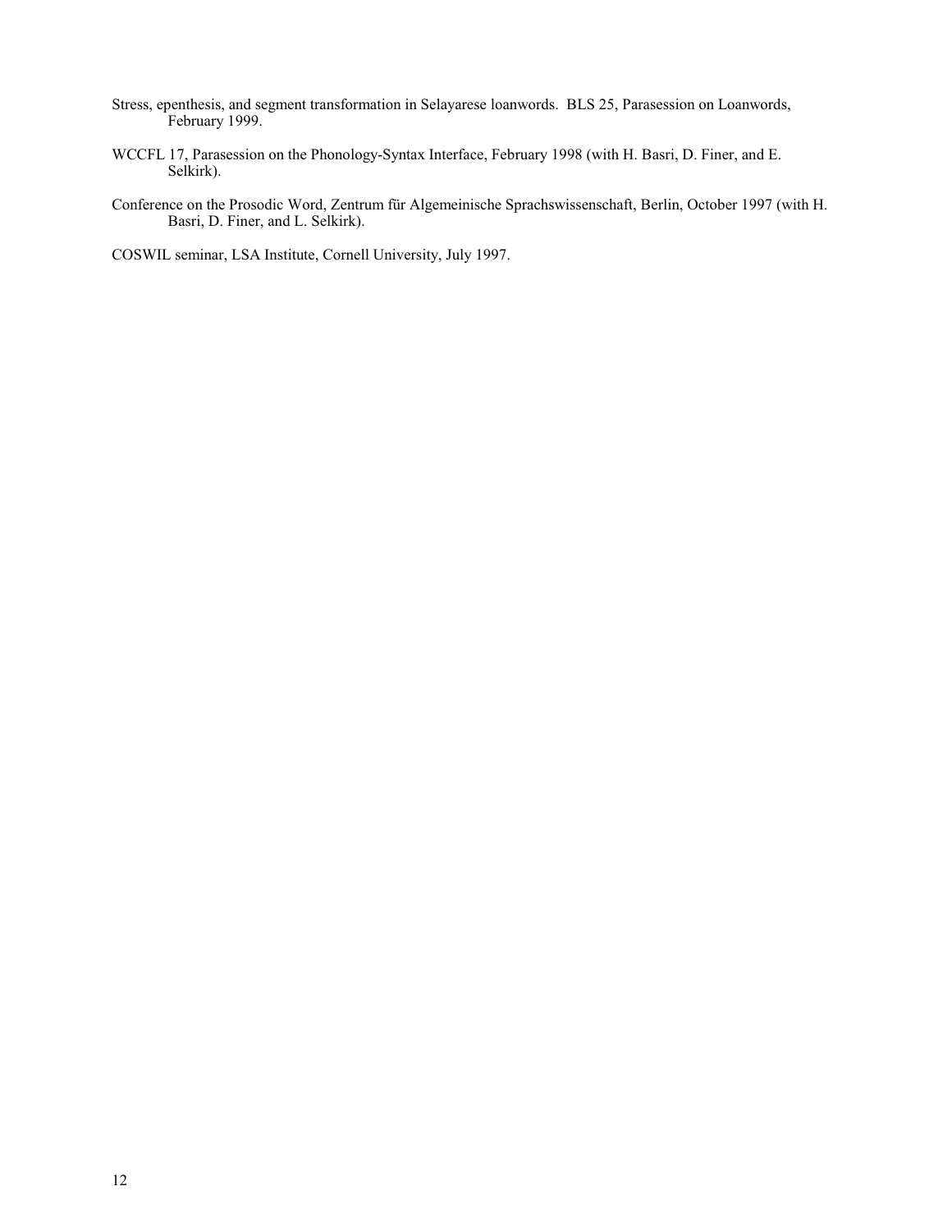Stress, epenthesis, and segment transformation in Selayarese loanwords. BLS 25, Parasession on Loanwords, February 1999.

WCCFL 17, Parasession on the Phonology-Syntax Interface, February 1998 (with H. Basri, D. Finer, and E. Selkirk).

Conference on the Prosodic Word, Zentrum für Algemeinische Sprachswissenschaft, Berlin, October 1997 (with H. Basri, D. Finer, and L. Selkirk).

COSWIL seminar, LSA Institute, Cornell University, July 1997.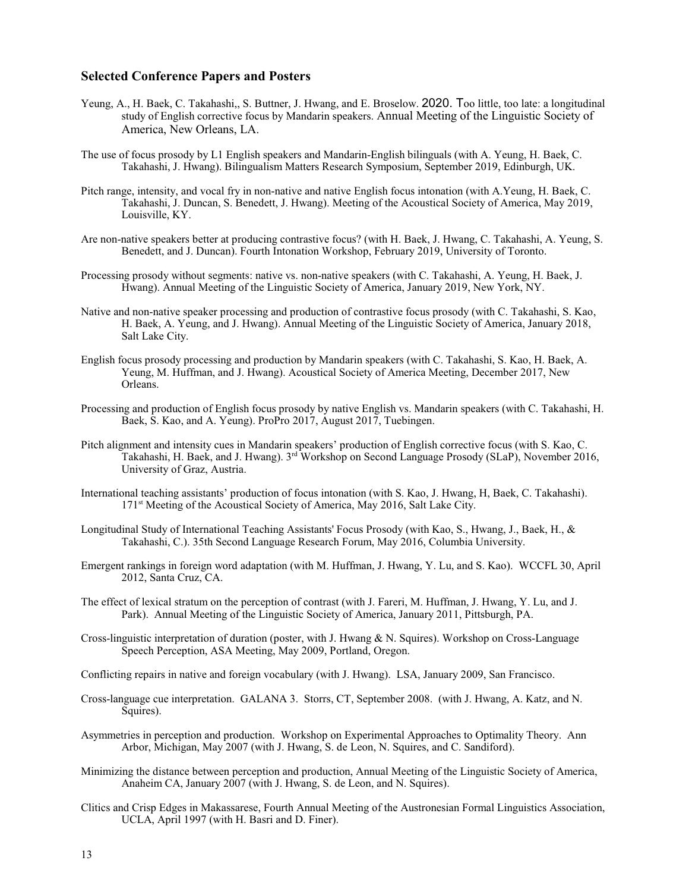## Selected Conference Papers and Posters

Yeung, A., H. Baek, C. Takahashi,, S. Buttner, J. Hwang, and E. Broselow. 2020. Too little, too late: a longitudinal study of English corrective focus by Mandarin speakers. Annual Meeting of the Linguistic Society of America, New Orleans, LA.

The use of focus prosody by L1 English speakers and Mandarin-English bilinguals (with A. Yeung, H. Baek, C. Takahashi, J. Hwang). Bilingualism Matters Research Symposium, September 2019, Edinburgh, UK.

Pitch range, intensity, and vocal fry in non-native and native English focus intonation (with A.Yeung, H. Baek, C. Takahashi, J. Duncan, S. Benedett, J. Hwang). Meeting of the Acoustical Society of America, May 2019, Louisville, KY.

Are non-native speakers better at producing contrastive focus? (with H. Baek, J. Hwang, C. Takahashi, A. Yeung, S. Benedett, and J. Duncan). Fourth Intonation Workshop, February 2019, University of Toronto.

Processing prosody without segments: native vs. non-native speakers (with C. Takahashi, A. Yeung, H. Baek, J. Hwang). Annual Meeting of the Linguistic Society of America, January 2019, New York, NY.

Native and non-native speaker processing and production of contrastive focus prosody (with C. Takahashi, S. Kao, H. Baek, A. Yeung, and J. Hwang). Annual Meeting of the Linguistic Society of America, January 2018, Salt Lake City.

English focus prosody processing and production by Mandarin speakers (with C. Takahashi, S. Kao, H. Baek, A. Yeung, M. Huffman, and J. Hwang). Acoustical Society of America Meeting, December 2017, New Orleans.

Processing and production of English focus prosody by native English vs. Mandarin speakers (with C. Takahashi, H. Baek, S. Kao, and A. Yeung). ProPro 2017, August 2017, Tuebingen.

Pitch alignment and intensity cues in Mandarin speakers' production of English corrective focus (with S. Kao, C. Takahashi, H. Baek, and J. Hwang). 3rd Workshop on Second Language Prosody (SLaP), November 2016, University of Graz, Austria.

International teaching assistants' production of focus intonation (with S. Kao, J. Hwang, H, Baek, C. Takahashi). 171st Meeting of the Acoustical Society of America, May 2016, Salt Lake City.

Longitudinal Study of International Teaching Assistants' Focus Prosody (with Kao, S., Hwang, J., Baek, H., & Takahashi, C.). 35th Second Language Research Forum, May 2016, Columbia University.

Emergent rankings in foreign word adaptation (with M. Huffman, J. Hwang, Y. Lu, and S. Kao). WCCFL 30, April 2012, Santa Cruz, CA.

The effect of lexical stratum on the perception of contrast (with J. Fareri, M. Huffman, J. Hwang, Y. Lu, and J. Park). Annual Meeting of the Linguistic Society of America, January 2011, Pittsburgh, PA.

Cross-linguistic interpretation of duration (poster, with J. Hwang & N. Squires). Workshop on Cross-Language Speech Perception, ASA Meeting, May 2009, Portland, Oregon.

Conflicting repairs in native and foreign vocabulary (with J. Hwang). LSA, January 2009, San Francisco.

Cross-language cue interpretation. GALANA 3. Storrs, CT, September 2008. (with J. Hwang, A. Katz, and N. Squires).

Asymmetries in perception and production. Workshop on Experimental Approaches to Optimality Theory. Ann Arbor, Michigan, May 2007 (with J. Hwang, S. de Leon, N. Squires, and C. Sandiford).

Minimizing the distance between perception and production, Annual Meeting of the Linguistic Society of America, Anaheim CA, January 2007 (with J. Hwang, S. de Leon, and N. Squires).

Clitics and Crisp Edges in Makassarese, Fourth Annual Meeting of the Austronesian Formal Linguistics Association, UCLA, April 1997 (with H. Basri and D. Finer).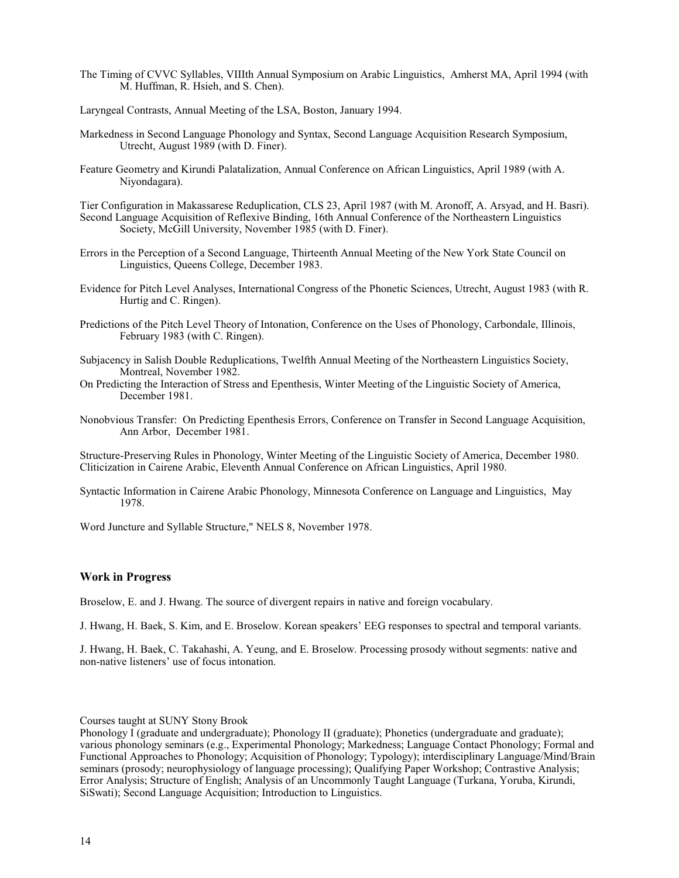The Timing of CVVC Syllables, VIIIth Annual Symposium on Arabic Linguistics, Amherst MA, April 1994 (with M. Huffman, R. Hsieh, and S. Chen).

Laryngeal Contrasts, Annual Meeting of the LSA, Boston, January 1994.

Markedness in Second Language Phonology and Syntax, Second Language Acquisition Research Symposium, Utrecht, August 1989 (with D. Finer).

Feature Geometry and Kirundi Palatalization, Annual Conference on African Linguistics, April 1989 (with A. Niyondagara).

Tier Configuration in Makassarese Reduplication, CLS 23, April 1987 (with M. Aronoff, A. Arsyad, and H. Basri).

Second Language Acquisition of Reflexive Binding, 16th Annual Conference of the Northeastern Linguistics Society, McGill University, November 1985 (with D. Finer).

Errors in the Perception of a Second Language, Thirteenth Annual Meeting of the New York State Council on Linguistics, Queens College, December 1983.

Evidence for Pitch Level Analyses, International Congress of the Phonetic Sciences, Utrecht, August 1983 (with R. Hurtig and C. Ringen).

Predictions of the Pitch Level Theory of Intonation, Conference on the Uses of Phonology, Carbondale, Illinois, February 1983 (with C. Ringen).

Subjacency in Salish Double Reduplications, Twelfth Annual Meeting of the Northeastern Linguistics Society, Montreal, November 1982.

On Predicting the Interaction of Stress and Epenthesis, Winter Meeting of the Linguistic Society of America, December 1981.

Nonobvious Transfer: On Predicting Epenthesis Errors, Conference on Transfer in Second Language Acquisition, Ann Arbor, December 1981.

Structure-Preserving Rules in Phonology, Winter Meeting of the Linguistic Society of America, December 1980.

Cliticization in Cairene Arabic, Eleventh Annual Conference on African Linguistics, April 1980.

Syntactic Information in Cairene Arabic Phonology, Minnesota Conference on Language and Linguistics, May 1978.

Word Juncture and Syllable Structure," NELS 8, November 1978.

### Work in Progress

Broselow, E. and J. Hwang. The source of divergent repairs in native and foreign vocabulary.

J. Hwang, H. Baek, S. Kim, and E. Broselow. Korean speakers' EEG responses to spectral and temporal variants.

J. Hwang, H. Baek, C. Takahashi, A. Yeung, and E. Broselow. Processing prosody without segments: native and non-native listeners' use of focus intonation.

Courses taught at SUNY Stony Brook

Phonology I (graduate and undergraduate); Phonology II (graduate); Phonetics (undergraduate and graduate); various phonology seminars (e.g., Experimental Phonology; Markedness; Language Contact Phonology; Formal and Functional Approaches to Phonology; Acquisition of Phonology; Typology); interdisciplinary Language/Mind/Brain seminars (prosody; neurophysiology of language processing); Qualifying Paper Workshop; Contrastive Analysis; Error Analysis; Structure of English; Analysis of an Uncommonly Taught Language (Turkana, Yoruba, Kirundi, SiSwati); Second Language Acquisition; Introduction to Linguistics.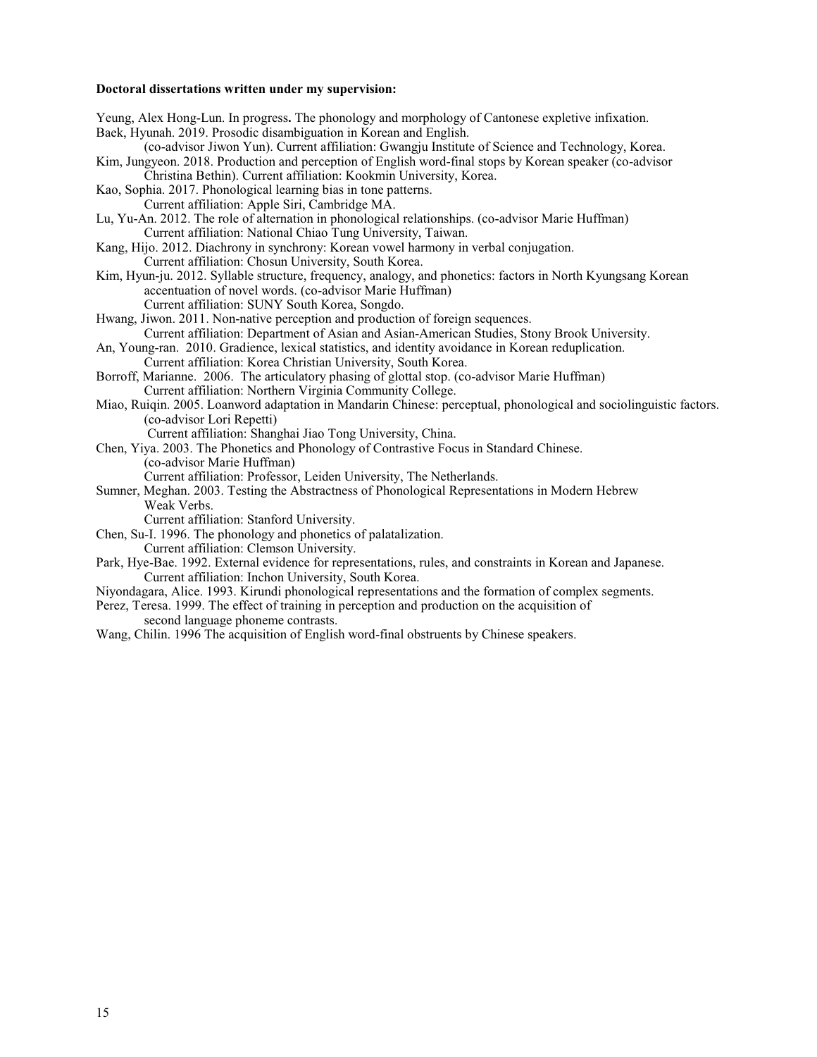**Doctoral dissertations written under my supervision:**

Yeung, Alex Hong-Lun. In progress**.** The phonology and morphology of Cantonese expletive infixation.

Baek, Hyunah. 2019. Prosodic disambiguation in Korean and English.
 (co-advisor Jiwon Yun). Current affiliation: Gwangju Institute of Science and Technology, Korea.

Kim, Jungyeon. 2018. Production and perception of English word-final stops by Korean speaker (co-advisor Christina Bethin). Current affiliation: Kookmin University, Korea.

Kao, Sophia. 2017. Phonological learning bias in tone patterns.
 Current affiliation: Apple Siri, Cambridge MA.

Lu, Yu-An. 2012. The role of alternation in phonological relationships. (co-advisor Marie Huffman)
 Current affiliation: National Chiao Tung University, Taiwan.

Kang, Hijo. 2012. Diachrony in synchrony: Korean vowel harmony in verbal conjugation.
 Current affiliation: Chosun University, South Korea.

Kim, Hyun-ju. 2012. Syllable structure, frequency, analogy, and phonetics: factors in North Kyungsang Korean accentuation of novel words. (co-advisor Marie Huffman)
 Current affiliation: SUNY South Korea, Songdo.

Hwang, Jiwon. 2011. Non-native perception and production of foreign sequences.
 Current affiliation: Department of Asian and Asian-American Studies, Stony Brook University.

An, Young-ran. 2010. Gradience, lexical statistics, and identity avoidance in Korean reduplication.
 Current affiliation: Korea Christian University, South Korea.

Borroff, Marianne. 2006. The articulatory phasing of glottal stop. (co-advisor Marie Huffman)
 Current affiliation: Northern Virginia Community College.

Miao, Ruiqin. 2005. Loanword adaptation in Mandarin Chinese: perceptual, phonological and sociolinguistic factors. (co-advisor Lori Repetti)
 Current affiliation: Shanghai Jiao Tong University, China.

Chen, Yiya. 2003. The Phonetics and Phonology of Contrastive Focus in Standard Chinese.
 (co-advisor Marie Huffman)
 Current affiliation: Professor, Leiden University, The Netherlands.

Sumner, Meghan. 2003. Testing the Abstractness of Phonological Representations in Modern Hebrew Weak Verbs.
 Current affiliation: Stanford University.

Chen, Su-I. 1996. The phonology and phonetics of palatalization.
 Current affiliation: Clemson University.

Park, Hye-Bae. 1992. External evidence for representations, rules, and constraints in Korean and Japanese.
 Current affiliation: Inchon University, South Korea.

Niyondagara, Alice. 1993. Kirundi phonological representations and the formation of complex segments.

Perez, Teresa. 1999. The effect of training in perception and production on the acquisition of second language phoneme contrasts.

Wang, Chilin. 1996 The acquisition of English word-final obstruents by Chinese speakers.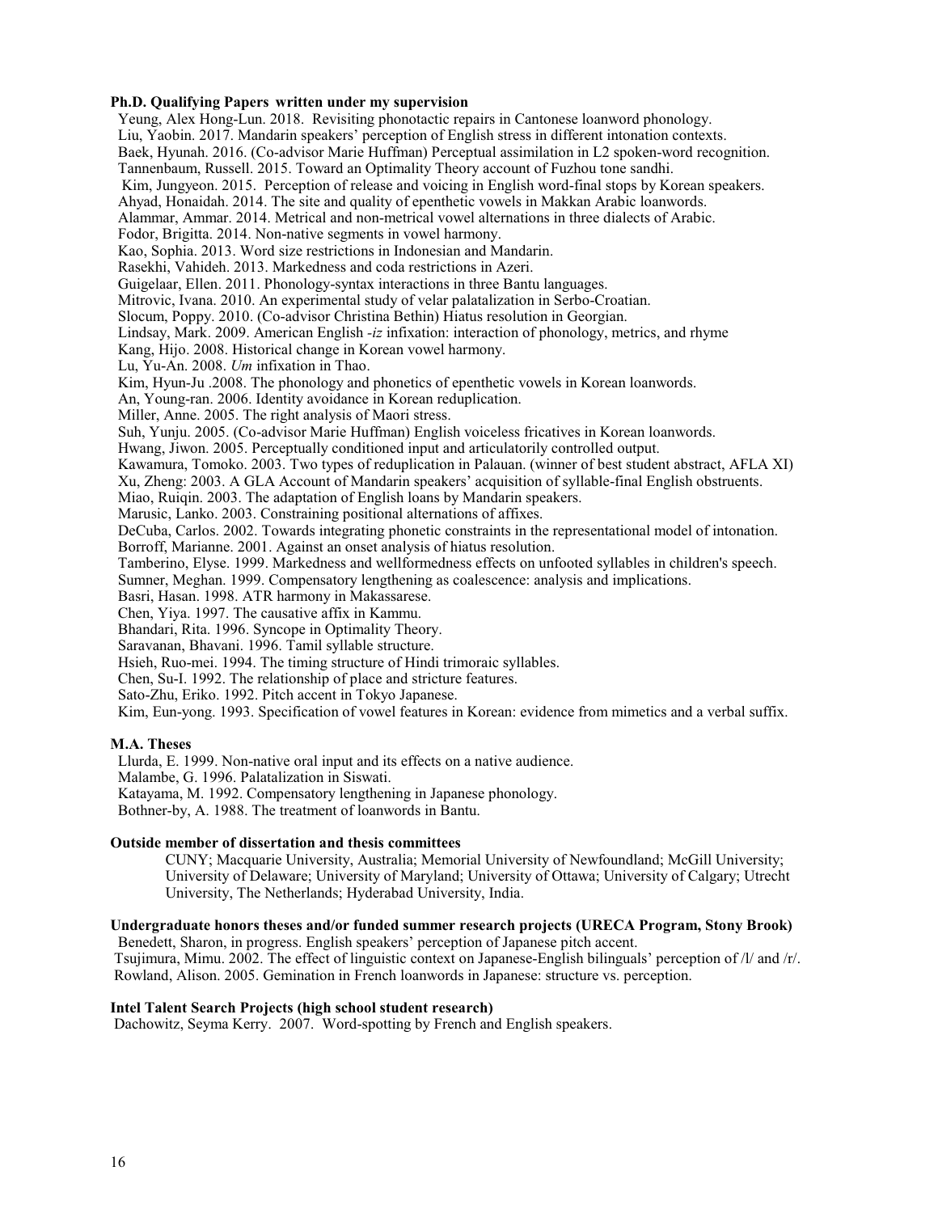**Ph.D. Qualifying Papers written under my supervision**

Yeung, Alex Hong-Lun. 2018. Revisiting phonotactic repairs in Cantonese loanword phonology.
Liu, Yaobin. 2017. Mandarin speakers' perception of English stress in different intonation contexts.
Baek, Hyunah. 2016. (Co-advisor Marie Huffman) Perceptual assimilation in L2 spoken-word recognition.
Tannenbaum, Russell. 2015. Toward an Optimality Theory account of Fuzhou tone sandhi.
Kim, Jungyeon. 2015. Perception of release and voicing in English word-final stops by Korean speakers.
Ahyad, Honaidah. 2014. The site and quality of epenthetic vowels in Makkan Arabic loanwords.
Alammar, Ammar. 2014. Metrical and non-metrical vowel alternations in three dialects of Arabic.
Fodor, Brigitta. 2014. Non-native segments in vowel harmony.
Kao, Sophia. 2013. Word size restrictions in Indonesian and Mandarin.
Rasekhi, Vahideh. 2013. Markedness and coda restrictions in Azeri.
Guigelaar, Ellen. 2011. Phonology-syntax interactions in three Bantu languages.
Mitrovic, Ivana. 2010. An experimental study of velar palatalization in Serbo-Croatian.
Slocum, Poppy. 2010. (Co-advisor Christina Bethin) Hiatus resolution in Georgian.
Lindsay, Mark. 2009. American English *-iz* infixation: interaction of phonology, metrics, and rhyme
Kang, Hijo. 2008. Historical change in Korean vowel harmony.
Lu, Yu-An. 2008. *Um* infixation in Thao.
Kim, Hyun-Ju .2008. The phonology and phonetics of epenthetic vowels in Korean loanwords.
An, Young-ran. 2006. Identity avoidance in Korean reduplication.
Miller, Anne. 2005. The right analysis of Maori stress.
Suh, Yunju. 2005. (Co-advisor Marie Huffman) English voiceless fricatives in Korean loanwords.
Hwang, Jiwon. 2005. Perceptually conditioned input and articulatorily controlled output.
Kawamura, Tomoko. 2003. Two types of reduplication in Palauan. (winner of best student abstract, AFLA XI)
Xu, Zheng: 2003. A GLA Account of Mandarin speakers' acquisition of syllable-final English obstruents.
Miao, Ruiqin. 2003. The adaptation of English loans by Mandarin speakers.
Marusic, Lanko. 2003. Constraining positional alternations of affixes.
DeCuba, Carlos. 2002. Towards integrating phonetic constraints in the representational model of intonation.
Borroff, Marianne. 2001. Against an onset analysis of hiatus resolution.
Tamberino, Elyse. 1999. Markedness and wellformedness effects on unfooted syllables in children's speech.
Sumner, Meghan. 1999. Compensatory lengthening as coalescence: analysis and implications.
Basri, Hasan. 1998. ATR harmony in Makassarese.
Chen, Yiya. 1997. The causative affix in Kammu.
Bhandari, Rita. 1996. Syncope in Optimality Theory.
Saravanan, Bhavani. 1996. Tamil syllable structure.
Hsieh, Ruo-mei. 1994. The timing structure of Hindi trimoraic syllables.
Chen, Su-I. 1992. The relationship of place and stricture features.
Sato-Zhu, Eriko. 1992. Pitch accent in Tokyo Japanese.
Kim, Eun-yong. 1993. Specification of vowel features in Korean: evidence from mimetics and a verbal suffix.

**M.A. Theses**

Llurda, E. 1999. Non-native oral input and its effects on a native audience.
Malambe, G. 1996. Palatalization in Siswati.
Katayama, M. 1992. Compensatory lengthening in Japanese phonology.
Bothner-by, A. 1988. The treatment of loanwords in Bantu.

**Outside member of dissertation and thesis committees**

CUNY; Macquarie University, Australia; Memorial University of Newfoundland; McGill University; University of Delaware; University of Maryland; University of Ottawa; University of Calgary; Utrecht University, The Netherlands; Hyderabad University, India.

**Undergraduate honors theses and/or funded summer research projects (URECA Program, Stony Brook)**

Benedett, Sharon, in progress. English speakers' perception of Japanese pitch accent.
Tsujimura, Mimu. 2002. The effect of linguistic context on Japanese-English bilinguals' perception of /l/ and /r/.
Rowland, Alison. 2005. Gemination in French loanwords in Japanese: structure vs. perception.

**Intel Talent Search Projects (high school student research)**

Dachowitz, Seyma Kerry. 2007. Word-spotting by French and English speakers.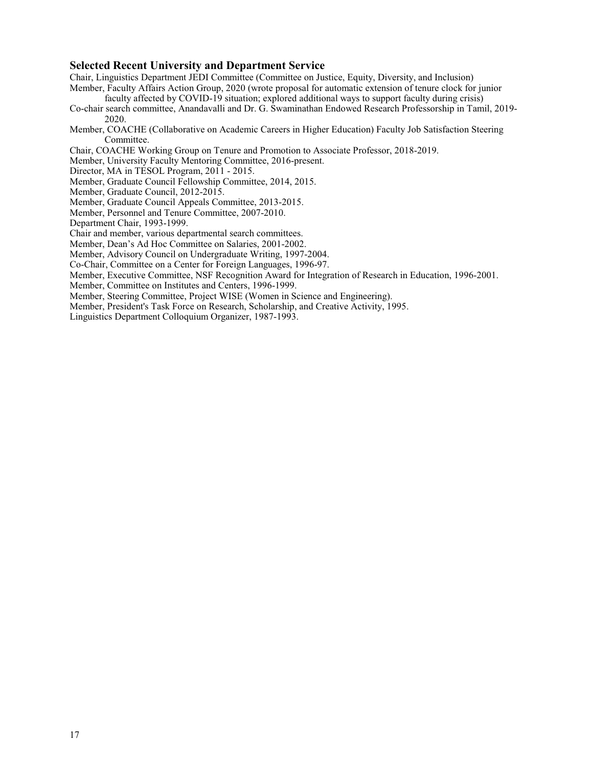### Selected Recent University and Department Service

Chair, Linguistics Department JEDI Committee (Committee on Justice, Equity, Diversity, and Inclusion)

Member, Faculty Affairs Action Group, 2020 (wrote proposal for automatic extension of tenure clock for junior faculty affected by COVID-19 situation; explored additional ways to support faculty during crisis)

Co-chair search committee, Anandavalli and Dr. G. Swaminathan Endowed Research Professorship in Tamil, 2019-2020.

Member, COACHE (Collaborative on Academic Careers in Higher Education) Faculty Job Satisfaction Steering Committee.

Chair, COACHE Working Group on Tenure and Promotion to Associate Professor, 2018-2019.

Member, University Faculty Mentoring Committee, 2016-present.

Director, MA in TESOL Program, 2011 - 2015.

Member, Graduate Council Fellowship Committee, 2014, 2015.

Member, Graduate Council, 2012-2015.

Member, Graduate Council Appeals Committee, 2013-2015.

Member, Personnel and Tenure Committee, 2007-2010.

Department Chair, 1993-1999.

Chair and member, various departmental search committees.

Member, Dean's Ad Hoc Committee on Salaries, 2001-2002.

Member, Advisory Council on Undergraduate Writing, 1997-2004.

Co-Chair, Committee on a Center for Foreign Languages, 1996-97.

Member, Executive Committee, NSF Recognition Award for Integration of Research in Education, 1996-2001.

Member, Committee on Institutes and Centers, 1996-1999.

Member, Steering Committee, Project WISE (Women in Science and Engineering).

Member, President's Task Force on Research, Scholarship, and Creative Activity, 1995.

Linguistics Department Colloquium Organizer, 1987-1993.